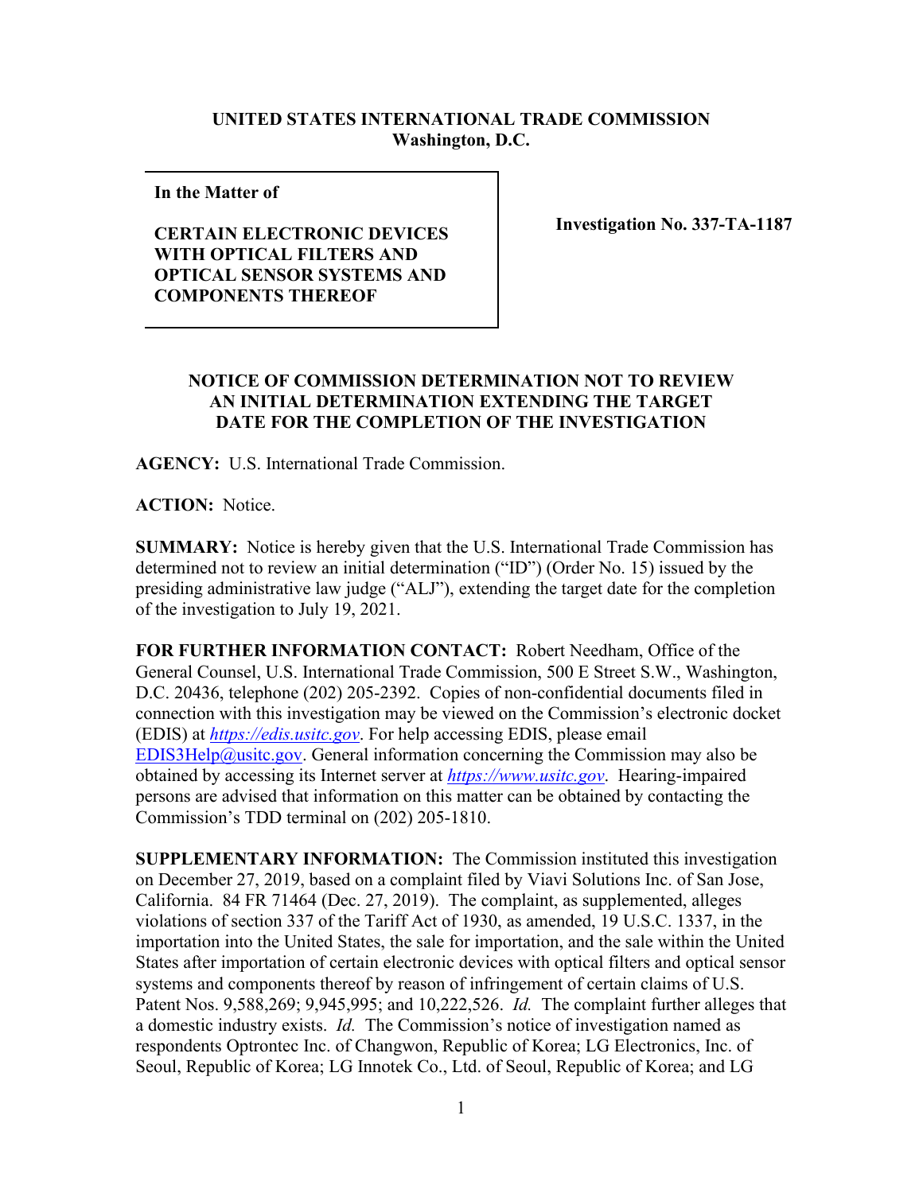**UNITED STATES INTERNATIONAL TRADE COMMISSION**
**Washington, D.C.**

| In the Matter of<br><br>**CERTAIN ELECTRONIC DEVICES WITH OPTICAL FILTERS AND OPTICAL SENSOR SYSTEMS AND COMPONENTS THEREOF** | **Investigation No. 337-TA-1187** |
|---|---|

## NOTICE OF COMMISSION DETERMINATION NOT TO REVIEW AN INITIAL DETERMINATION EXTENDING THE TARGET DATE FOR THE COMPLETION OF THE INVESTIGATION

**AGENCY:** U.S. International Trade Commission.

**ACTION:** Notice.

**SUMMARY:** Notice is hereby given that the U.S. International Trade Commission has determined not to review an initial determination ("ID") (Order No. 15) issued by the presiding administrative law judge ("ALJ"), extending the target date for the completion of the investigation to July 19, 2021.

**FOR FURTHER INFORMATION CONTACT:** Robert Needham, Office of the General Counsel, U.S. International Trade Commission, 500 E Street S.W., Washington, D.C. 20436, telephone (202) 205-2392. Copies of non-confidential documents filed in connection with this investigation may be viewed on the Commission's electronic docket (EDIS) at *https://edis.usitc.gov*. For help accessing EDIS, please email EDIS3Help@usitc.gov. General information concerning the Commission may also be obtained by accessing its Internet server at *https://www.usitc.gov*. Hearing-impaired persons are advised that information on this matter can be obtained by contacting the Commission's TDD terminal on (202) 205-1810.

**SUPPLEMENTARY INFORMATION:** The Commission instituted this investigation on December 27, 2019, based on a complaint filed by Viavi Solutions Inc. of San Jose, California. 84 FR 71464 (Dec. 27, 2019). The complaint, as supplemented, alleges violations of section 337 of the Tariff Act of 1930, as amended, 19 U.S.C. 1337, in the importation into the United States, the sale for importation, and the sale within the United States after importation of certain electronic devices with optical filters and optical sensor systems and components thereof by reason of infringement of certain claims of U.S. Patent Nos. 9,588,269; 9,945,995; and 10,222,526. *Id.* The complaint further alleges that a domestic industry exists. *Id.* The Commission's notice of investigation named as respondents Optrontec Inc. of Changwon, Republic of Korea; LG Electronics, Inc. of Seoul, Republic of Korea; LG Innotek Co., Ltd. of Seoul, Republic of Korea; and LG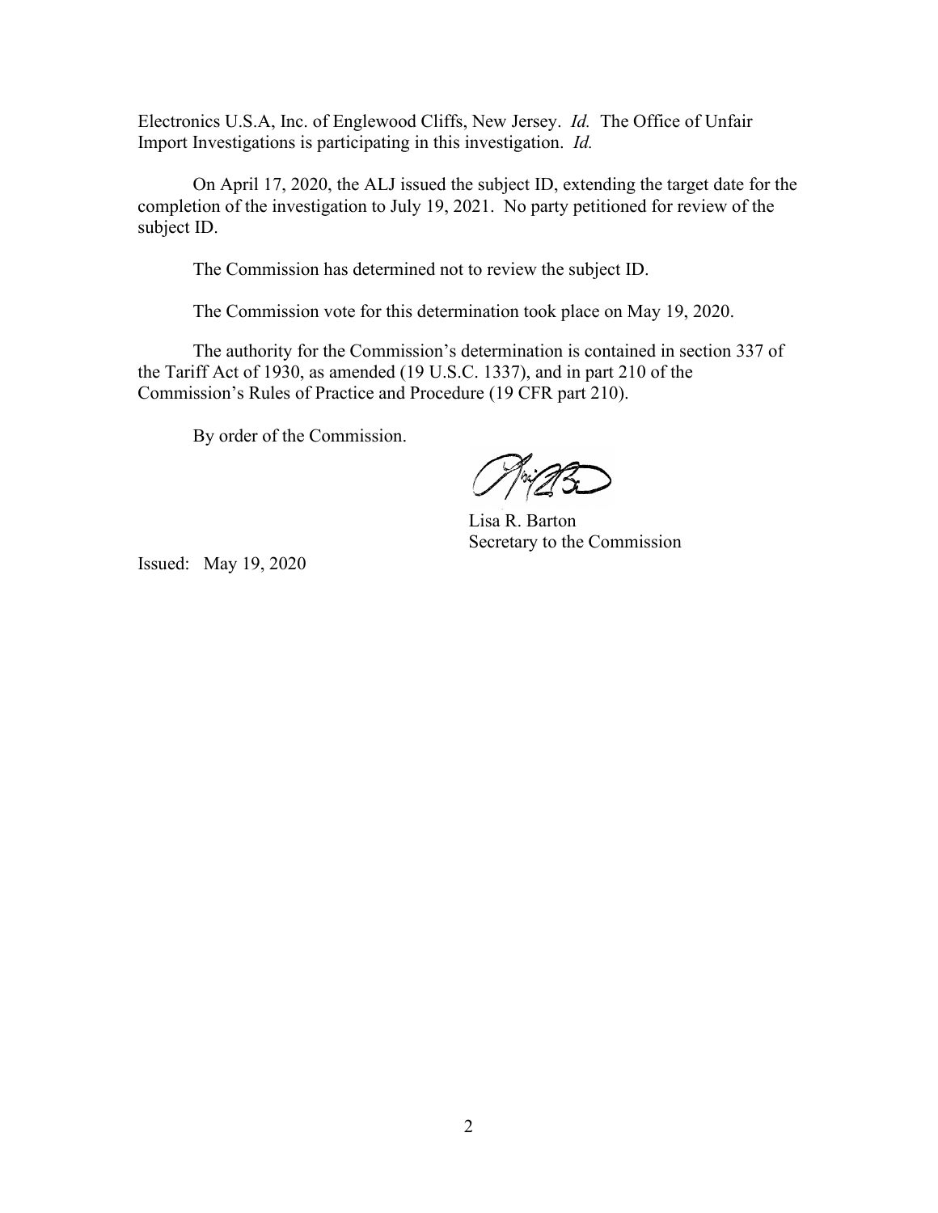Electronics U.S.A, Inc. of Englewood Cliffs, New Jersey. *Id.* The Office of Unfair Import Investigations is participating in this investigation. *Id.*

On April 17, 2020, the ALJ issued the subject ID, extending the target date for the completion of the investigation to July 19, 2021. No party petitioned for review of the subject ID.

The Commission has determined not to review the subject ID.

The Commission vote for this determination took place on May 19, 2020.

The authority for the Commission's determination is contained in section 337 of the Tariff Act of 1930, as amended (19 U.S.C. 1337), and in part 210 of the Commission's Rules of Practice and Procedure (19 CFR part 210).

By order of the Commission.

Lisa R. Barton
Secretary to the Commission

Issued: May 19, 2020